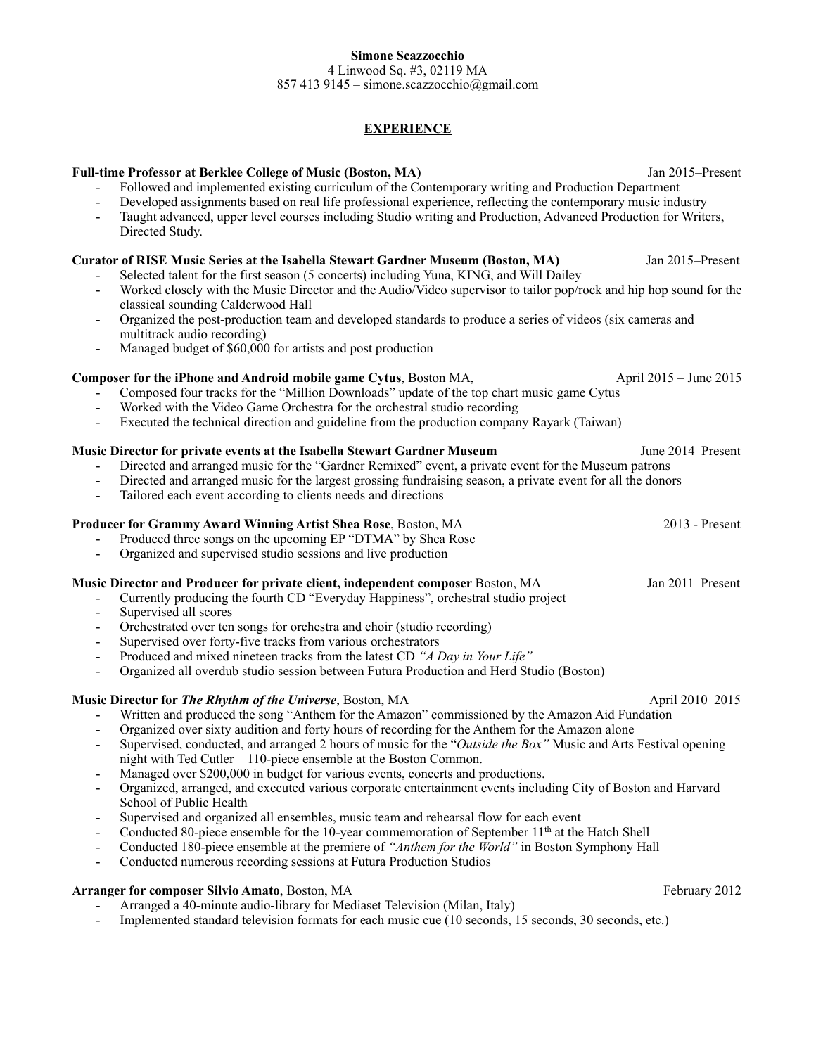**Simone Scazzocchio**
4 Linwood Sq. #3, 02119 MA
857 413 9145 – simone.scazzocchio@gmail.com

## EXPERIENCE

**Full-time Professor at Berklee College of Music (Boston, MA)** Jan 2015–Present

- Followed and implemented existing curriculum of the Contemporary writing and Production Department
- Developed assignments based on real life professional experience, reflecting the contemporary music industry
- Taught advanced, upper level courses including Studio writing and Production, Advanced Production for Writers, Directed Study.

**Curator of RISE Music Series at the Isabella Stewart Gardner Museum (Boston, MA)** Jan 2015–Present

- Selected talent for the first season (5 concerts) including Yuna, KING, and Will Dailey
- Worked closely with the Music Director and the Audio/Video supervisor to tailor pop/rock and hip hop sound for the classical sounding Calderwood Hall
- Organized the post-production team and developed standards to produce a series of videos (six cameras and multitrack audio recording)
- Managed budget of $60,000 for artists and post production

**Composer for the iPhone and Android mobile game Cytus**, Boston MA, April 2015 – June 2015

- Composed four tracks for the "Million Downloads" update of the top chart music game Cytus
- Worked with the Video Game Orchestra for the orchestral studio recording
- Executed the technical direction and guideline from the production company Rayark (Taiwan)

**Music Director for private events at the Isabella Stewart Gardner Museum** June 2014–Present

- Directed and arranged music for the "Gardner Remixed" event, a private event for the Museum patrons
- Directed and arranged music for the largest grossing fundraising season, a private event for all the donors
- Tailored each event according to clients needs and directions

**Producer for Grammy Award Winning Artist Shea Rose**, Boston, MA 2013 - Present

- Produced three songs on the upcoming EP "DTMA" by Shea Rose
- Organized and supervised studio sessions and live production

**Music Director and Producer for private client, independent composer** Boston, MA Jan 2011–Present

- Currently producing the fourth CD "Everyday Happiness", orchestral studio project
- Supervised all scores
- Orchestrated over ten songs for orchestra and choir (studio recording)
- Supervised over forty-five tracks from various orchestrators
- Produced and mixed nineteen tracks from the latest CD *"A Day in Your Life"*
- Organized all overdub studio session between Futura Production and Herd Studio (Boston)

**Music Director for *The Rhythm of the Universe***, Boston, MA April 2010–2015

- Written and produced the song "Anthem for the Amazon" commissioned by the Amazon Aid Fundation
- Organized over sixty audition and forty hours of recording for the Anthem for the Amazon alone
- Supervised, conducted, and arranged 2 hours of music for the "*Outside the Box"* Music and Arts Festival opening night with Ted Cutler – 110-piece ensemble at the Boston Common.
- Managed over $200,000 in budget for various events, concerts and productions.
- Organized, arranged, and executed various corporate entertainment events including City of Boston and Harvard School of Public Health
- Supervised and organized all ensembles, music team and rehearsal flow for each event
- Conducted 80-piece ensemble for the 10-year commemoration of September 11th at the Hatch Shell
- Conducted 180-piece ensemble at the premiere of *"Anthem for the World"* in Boston Symphony Hall
- Conducted numerous recording sessions at Futura Production Studios

**Arranger for composer Silvio Amato**, Boston, MA February 2012

- Arranged a 40-minute audio-library for Mediaset Television (Milan, Italy)
- Implemented standard television formats for each music cue (10 seconds, 15 seconds, 30 seconds, etc.)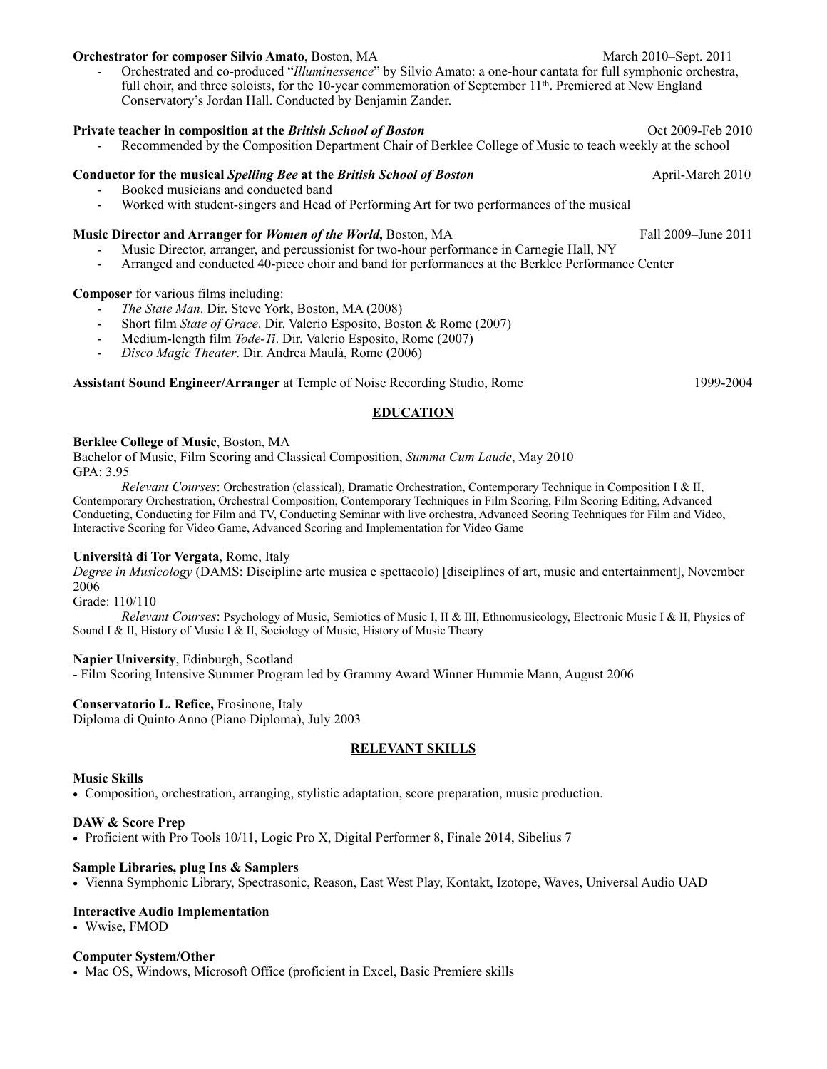**Orchestrator for composer Silvio Amato**, Boston, MA March 2010–Sept. 2011

- Orchestrated and co-produced "*Illuminessence*" by Silvio Amato: a one-hour cantata for full symphonic orchestra, full choir, and three soloists, for the 10-year commemoration of September 11th. Premiered at New England Conservatory's Jordan Hall. Conducted by Benjamin Zander.

**Private teacher in composition at the *British School of Boston*** Oct 2009-Feb 2010

- Recommended by the Composition Department Chair of Berklee College of Music to teach weekly at the school

**Conductor for the musical *Spelling Bee* at the *British School of Boston*** April-March 2010

- Booked musicians and conducted band
- Worked with student-singers and Head of Performing Art for two performances of the musical

**Music Director and Arranger for *Women of the World*,** Boston, MA Fall 2009–June 2011

- Music Director, arranger, and percussionist for two-hour performance in Carnegie Hall, NY
- Arranged and conducted 40-piece choir and band for performances at the Berklee Performance Center

**Composer** for various films including:

- *The State Man*. Dir. Steve York, Boston, MA (2008)
- Short film *State of Grace*. Dir. Valerio Esposito, Boston & Rome (2007)
- Medium-length film *Tode-Ti*. Dir. Valerio Esposito, Rome (2007)
- *Disco Magic Theater*. Dir. Andrea Maulà, Rome (2006)

**Assistant Sound Engineer/Arranger** at Temple of Noise Recording Studio, Rome 1999-2004

## EDUCATION

**Berklee College of Music**, Boston, MA
Bachelor of Music, Film Scoring and Classical Composition, *Summa Cum Laude*, May 2010
GPA: 3.95

*Relevant Courses*: Orchestration (classical), Dramatic Orchestration, Contemporary Technique in Composition I & II, Contemporary Orchestration, Orchestral Composition, Contemporary Techniques in Film Scoring, Film Scoring Editing, Advanced Conducting, Conducting for Film and TV, Conducting Seminar with live orchestra, Advanced Scoring Techniques for Film and Video, Interactive Scoring for Video Game, Advanced Scoring and Implementation for Video Game

**Università di Tor Vergata**, Rome, Italy
*Degree in Musicology* (DAMS: Discipline arte musica e spettacolo) [disciplines of art, music and entertainment], November 2006
Grade: 110/110

*Relevant Courses*: Psychology of Music, Semiotics of Music I, II & III, Ethnomusicology, Electronic Music I & II, Physics of Sound I & II, History of Music I & II, Sociology of Music, History of Music Theory

**Napier University**, Edinburgh, Scotland
- Film Scoring Intensive Summer Program led by Grammy Award Winner Hummie Mann, August 2006

**Conservatorio L. Refice,** Frosinone, Italy
Diploma di Quinto Anno (Piano Diploma), July 2003

## RELEVANT SKILLS

**Music Skills**

- Composition, orchestration, arranging, stylistic adaptation, score preparation, music production.

**DAW & Score Prep**

- Proficient with Pro Tools 10/11, Logic Pro X, Digital Performer 8, Finale 2014, Sibelius 7

**Sample Libraries, plug Ins & Samplers**

- Vienna Symphonic Library, Spectrasonic, Reason, East West Play, Kontakt, Izotope, Waves, Universal Audio UAD

**Interactive Audio Implementation**

- Wwise, FMOD

**Computer System/Other**

- Mac OS, Windows, Microsoft Office (proficient in Excel, Basic Premiere skills